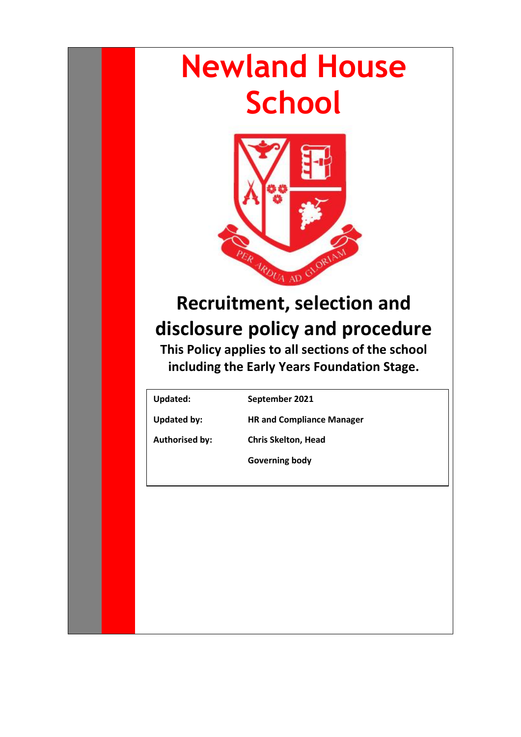# Newland House School

## Recruitment, selection and disclosure policy and procedure

**This Policy applies to all sections of the school including the Early Years Foundation Stage.**

| | |
|---|---|
| **Updated:** | **September 2021** |
| **Updated by:** | **HR and Compliance Manager** |
| **Authorised by:** | **Chris Skelton, Head** |
| | **Governing body** |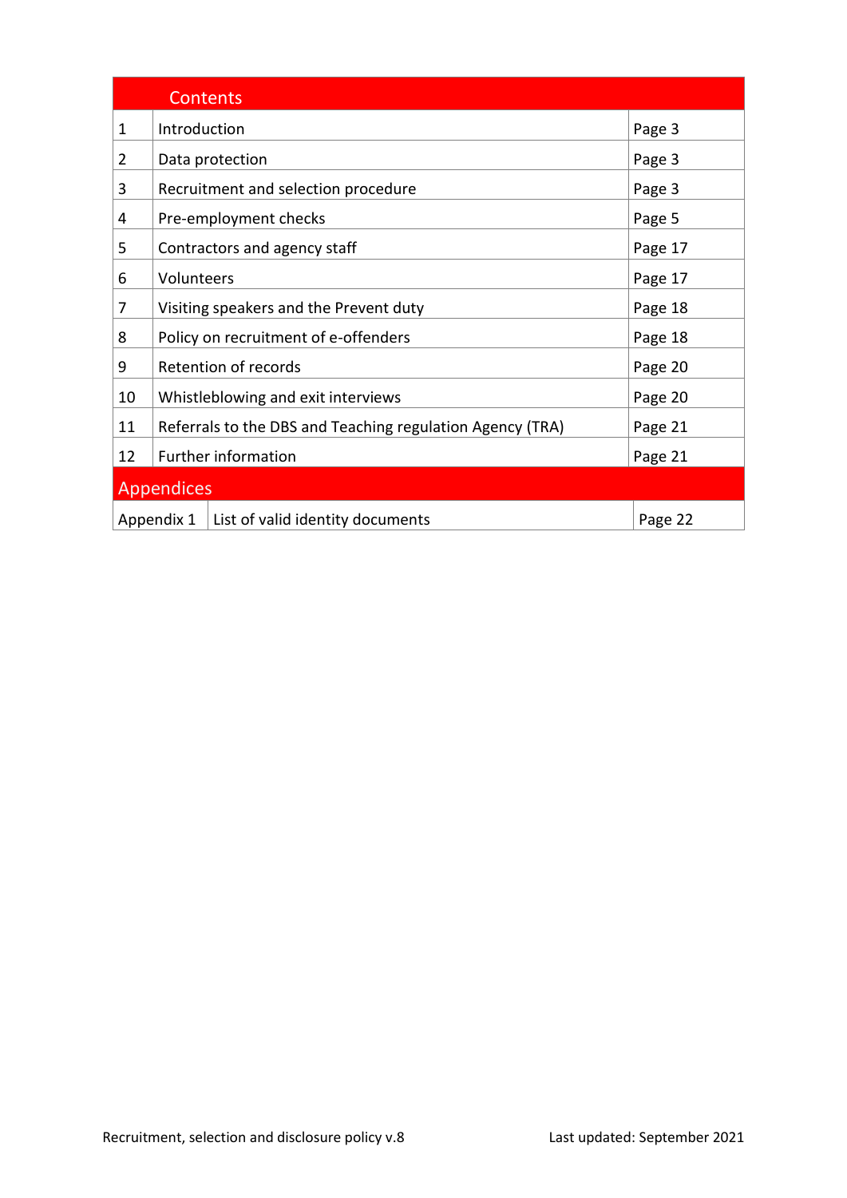| | Contents | |
|---|---|---|
| 1 | Introduction | Page 3 |
| 2 | Data protection | Page 3 |
| 3 | Recruitment and selection procedure | Page 3 |
| 4 | Pre-employment checks | Page 5 |
| 5 | Contractors and agency staff | Page 17 |
| 6 | Volunteers | Page 17 |
| 7 | Visiting speakers and the Prevent duty | Page 18 |
| 8 | Policy on recruitment of e-offenders | Page 18 |
| 9 | Retention of records | Page 20 |
| 10 | Whistleblowing and exit interviews | Page 20 |
| 11 | Referrals to the DBS and Teaching regulation Agency (TRA) | Page 21 |
| 12 | Further information | Page 21 |

| Appendices | | |
|---|---|---|
| Appendix 1 | List of valid identity documents | Page 22 |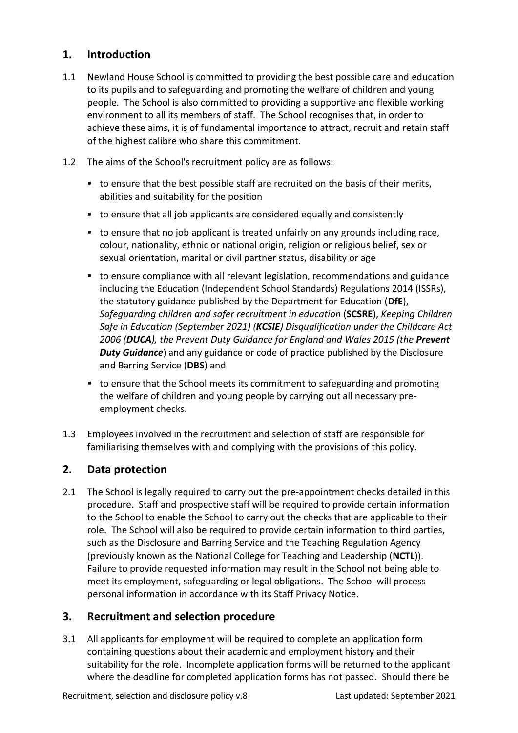## 1. Introduction

1.1 Newland House School is committed to providing the best possible care and education to its pupils and to safeguarding and promoting the welfare of children and young people. The School is also committed to providing a supportive and flexible working environment to all its members of staff. The School recognises that, in order to achieve these aims, it is of fundamental importance to attract, recruit and retain staff of the highest calibre who share this commitment.

1.2 The aims of the School's recruitment policy are as follows:

- to ensure that the best possible staff are recruited on the basis of their merits, abilities and suitability for the position
- to ensure that all job applicants are considered equally and consistently
- to ensure that no job applicant is treated unfairly on any grounds including race, colour, nationality, ethnic or national origin, religion or religious belief, sex or sexual orientation, marital or civil partner status, disability or age
- to ensure compliance with all relevant legislation, recommendations and guidance including the Education (Independent School Standards) Regulations 2014 (ISSRs), the statutory guidance published by the Department for Education (**DfE**), *Safeguarding children and safer recruitment in education* (**SCSRE**), *Keeping Children Safe in Education (September 2021) (**KCSIE**) Disqualification under the Childcare Act 2006 (**DUCA**), the Prevent Duty Guidance for England and Wales 2015 (the **Prevent Duty Guidance***) and any guidance or code of practice published by the Disclosure and Barring Service (**DBS**) and
- to ensure that the School meets its commitment to safeguarding and promoting the welfare of children and young people by carrying out all necessary pre-employment checks.

1.3 Employees involved in the recruitment and selection of staff are responsible for familiarising themselves with and complying with the provisions of this policy.

## 2. Data protection

2.1 The School is legally required to carry out the pre-appointment checks detailed in this procedure. Staff and prospective staff will be required to provide certain information to the School to enable the School to carry out the checks that are applicable to their role. The School will also be required to provide certain information to third parties, such as the Disclosure and Barring Service and the Teaching Regulation Agency (previously known as the National College for Teaching and Leadership (**NCTL**)). Failure to provide requested information may result in the School not being able to meet its employment, safeguarding or legal obligations. The School will process personal information in accordance with its Staff Privacy Notice.

## 3. Recruitment and selection procedure

3.1 All applicants for employment will be required to complete an application form containing questions about their academic and employment history and their suitability for the role. Incomplete application forms will be returned to the applicant where the deadline for completed application forms has not passed. Should there be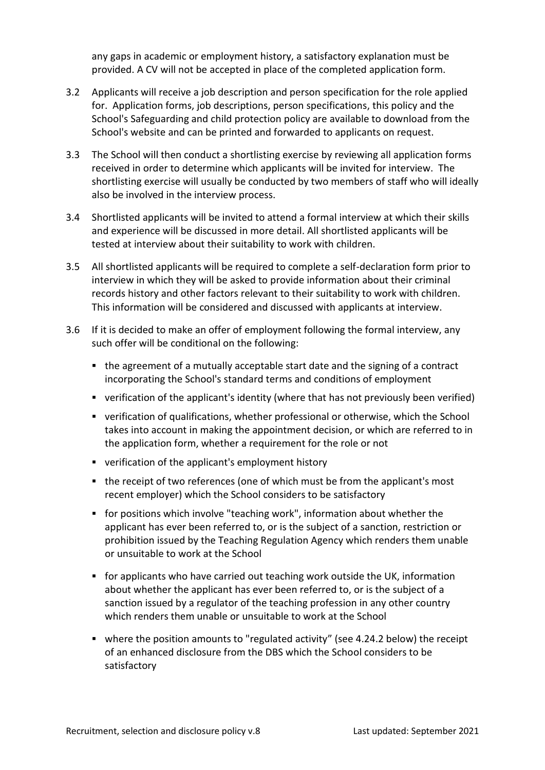any gaps in academic or employment history, a satisfactory explanation must be provided. A CV will not be accepted in place of the completed application form.

3.2 Applicants will receive a job description and person specification for the role applied for. Application forms, job descriptions, person specifications, this policy and the School's Safeguarding and child protection policy are available to download from the School's website and can be printed and forwarded to applicants on request.

3.3 The School will then conduct a shortlisting exercise by reviewing all application forms received in order to determine which applicants will be invited for interview. The shortlisting exercise will usually be conducted by two members of staff who will ideally also be involved in the interview process.

3.4 Shortlisted applicants will be invited to attend a formal interview at which their skills and experience will be discussed in more detail. All shortlisted applicants will be tested at interview about their suitability to work with children.

3.5 All shortlisted applicants will be required to complete a self-declaration form prior to interview in which they will be asked to provide information about their criminal records history and other factors relevant to their suitability to work with children. This information will be considered and discussed with applicants at interview.

3.6 If it is decided to make an offer of employment following the formal interview, any such offer will be conditional on the following:

- the agreement of a mutually acceptable start date and the signing of a contract incorporating the School's standard terms and conditions of employment
- verification of the applicant's identity (where that has not previously been verified)
- verification of qualifications, whether professional or otherwise, which the School takes into account in making the appointment decision, or which are referred to in the application form, whether a requirement for the role or not
- verification of the applicant's employment history
- the receipt of two references (one of which must be from the applicant's most recent employer) which the School considers to be satisfactory
- for positions which involve "teaching work", information about whether the applicant has ever been referred to, or is the subject of a sanction, restriction or prohibition issued by the Teaching Regulation Agency which renders them unable or unsuitable to work at the School
- for applicants who have carried out teaching work outside the UK, information about whether the applicant has ever been referred to, or is the subject of a sanction issued by a regulator of the teaching profession in any other country which renders them unable or unsuitable to work at the School
- where the position amounts to "regulated activity" (see 4.24.2 below) the receipt of an enhanced disclosure from the DBS which the School considers to be satisfactory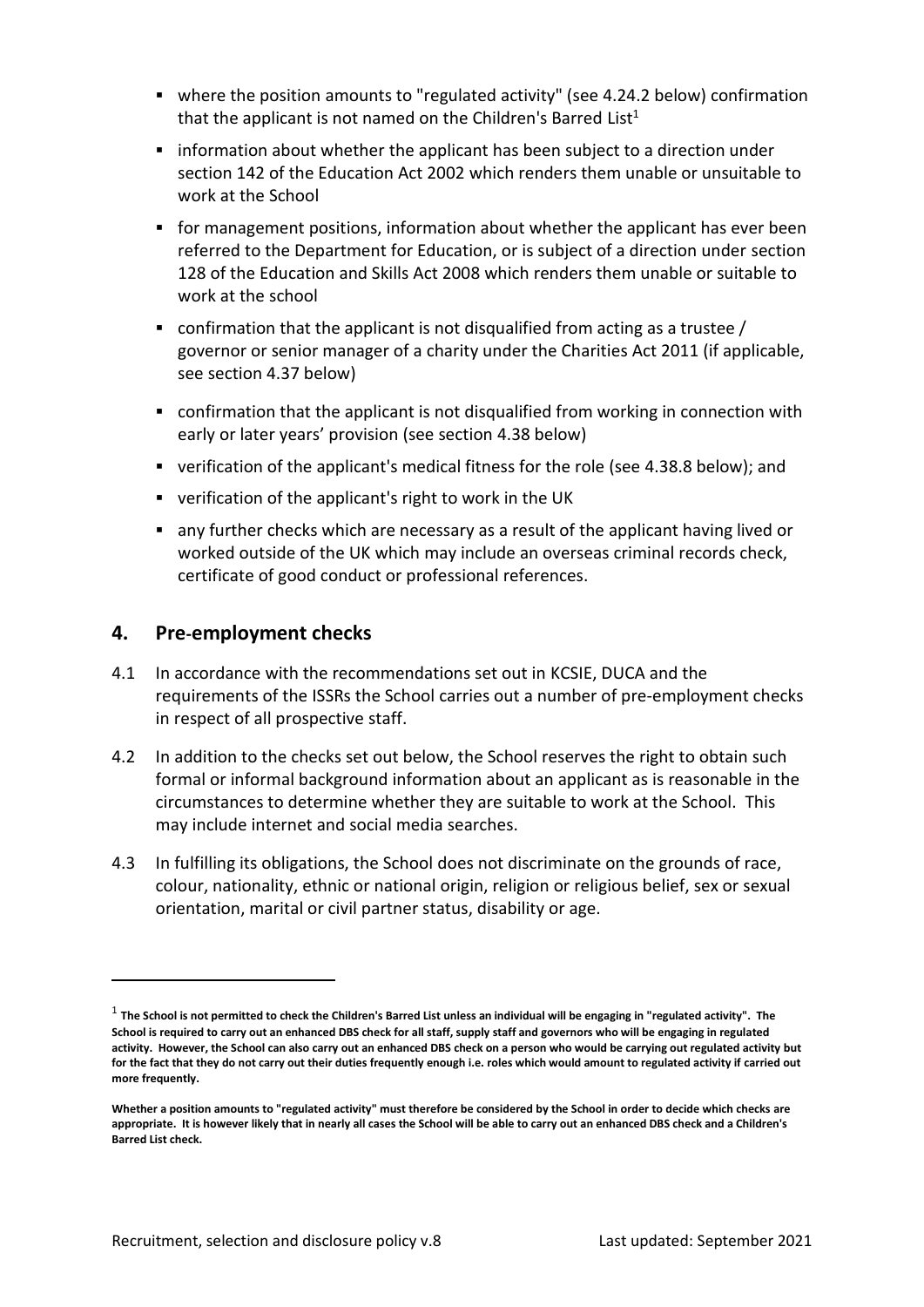- where the position amounts to "regulated activity" (see 4.24.2 below) confirmation that the applicant is not named on the Children's Barred List[1]
- information about whether the applicant has been subject to a direction under section 142 of the Education Act 2002 which renders them unable or unsuitable to work at the School
- for management positions, information about whether the applicant has ever been referred to the Department for Education, or is subject of a direction under section 128 of the Education and Skills Act 2008 which renders them unable or suitable to work at the school
- confirmation that the applicant is not disqualified from acting as a trustee / governor or senior manager of a charity under the Charities Act 2011 (if applicable, see section 4.37 below)
- confirmation that the applicant is not disqualified from working in connection with early or later years' provision (see section 4.38 below)
- verification of the applicant's medical fitness for the role (see 4.38.8 below); and
- verification of the applicant's right to work in the UK
- any further checks which are necessary as a result of the applicant having lived or worked outside of the UK which may include an overseas criminal records check, certificate of good conduct or professional references.

## 4. Pre-employment checks

4.1 In accordance with the recommendations set out in KCSIE, DUCA and the requirements of the ISSRs the School carries out a number of pre-employment checks in respect of all prospective staff.

4.2 In addition to the checks set out below, the School reserves the right to obtain such formal or informal background information about an applicant as is reasonable in the circumstances to determine whether they are suitable to work at the School. This may include internet and social media searches.

4.3 In fulfilling its obligations, the School does not discriminate on the grounds of race, colour, nationality, ethnic or national origin, religion or religious belief, sex or sexual orientation, marital or civil partner status, disability or age.

---

[1] **The School is not permitted to check the Children's Barred List unless an individual will be engaging in "regulated activity". The School is required to carry out an enhanced DBS check for all staff, supply staff and governors who will be engaging in regulated activity. However, the School can also carry out an enhanced DBS check on a person who would be carrying out regulated activity but for the fact that they do not carry out their duties frequently enough i.e. roles which would amount to regulated activity if carried out more frequently.**

**Whether a position amounts to "regulated activity" must therefore be considered by the School in order to decide which checks are appropriate. It is however likely that in nearly all cases the School will be able to carry out an enhanced DBS check and a Children's Barred List check.**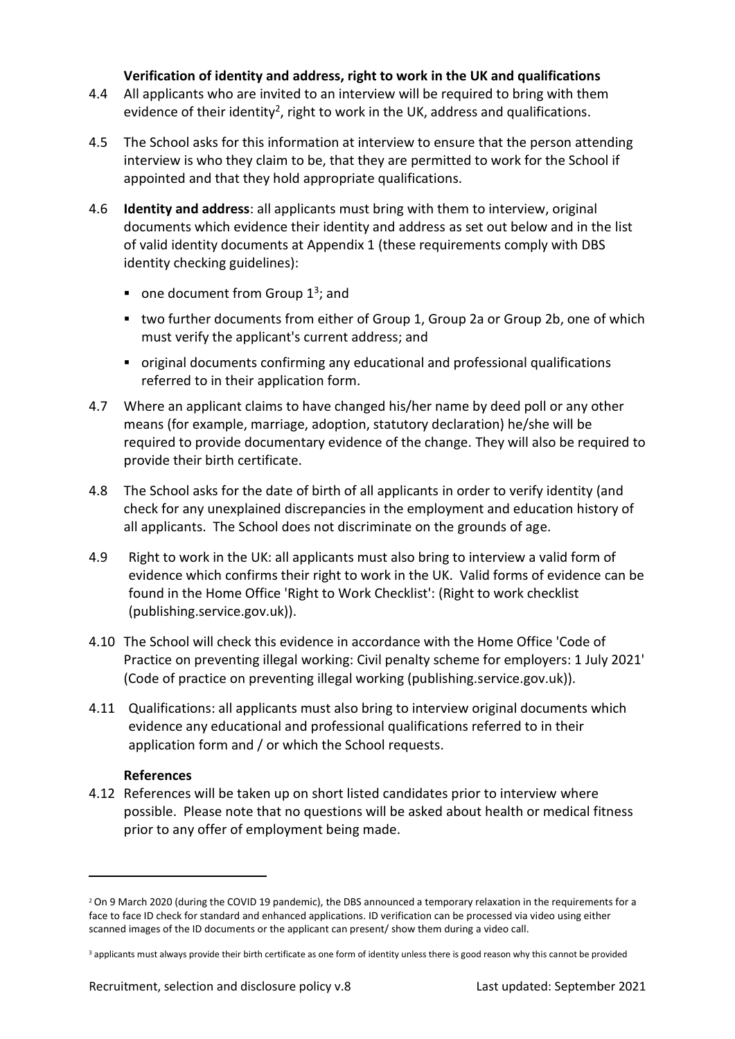**Verification of identity and address, right to work in the UK and qualifications**

4.4 All applicants who are invited to an interview will be required to bring with them evidence of their identity[2], right to work in the UK, address and qualifications.

4.5 The School asks for this information at interview to ensure that the person attending interview is who they claim to be, that they are permitted to work for the School if appointed and that they hold appropriate qualifications.

4.6 **Identity and address**: all applicants must bring with them to interview, original documents which evidence their identity and address as set out below and in the list of valid identity documents at Appendix 1 (these requirements comply with DBS identity checking guidelines):

- one document from Group 1[3]; and
- two further documents from either of Group 1, Group 2a or Group 2b, one of which must verify the applicant's current address; and
- original documents confirming any educational and professional qualifications referred to in their application form.

4.7 Where an applicant claims to have changed his/her name by deed poll or any other means (for example, marriage, adoption, statutory declaration) he/she will be required to provide documentary evidence of the change. They will also be required to provide their birth certificate.

4.8 The School asks for the date of birth of all applicants in order to verify identity (and check for any unexplained discrepancies in the employment and education history of all applicants. The School does not discriminate on the grounds of age.

4.9 Right to work in the UK: all applicants must also bring to interview a valid form of evidence which confirms their right to work in the UK. Valid forms of evidence can be found in the Home Office 'Right to Work Checklist': (Right to work checklist (publishing.service.gov.uk)).

4.10 The School will check this evidence in accordance with the Home Office 'Code of Practice on preventing illegal working: Civil penalty scheme for employers: 1 July 2021' (Code of practice on preventing illegal working (publishing.service.gov.uk)).

4.11 Qualifications: all applicants must also bring to interview original documents which evidence any educational and professional qualifications referred to in their application form and / or which the School requests.

**References**

4.12 References will be taken up on short listed candidates prior to interview where possible. Please note that no questions will be asked about health or medical fitness prior to any offer of employment being made.

---

[2] On 9 March 2020 (during the COVID 19 pandemic), the DBS announced a temporary relaxation in the requirements for a face to face ID check for standard and enhanced applications. ID verification can be processed via video using either scanned images of the ID documents or the applicant can present/ show them during a video call.

[3] applicants must always provide their birth certificate as one form of identity unless there is good reason why this cannot be provided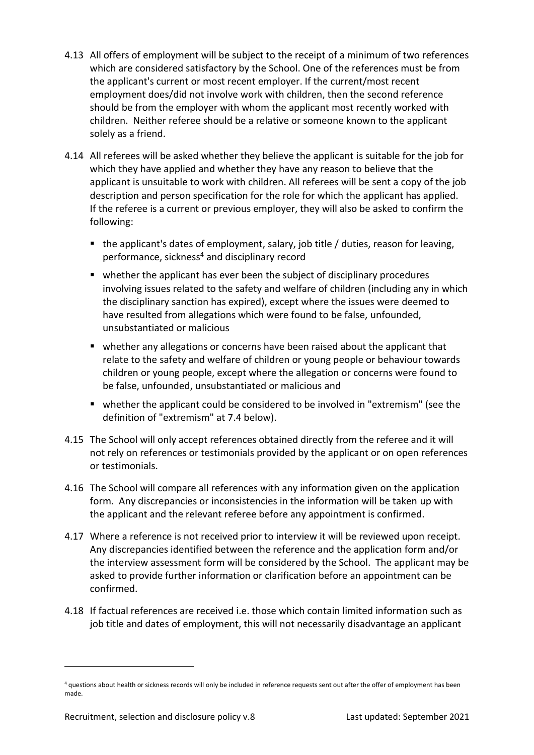4.13 All offers of employment will be subject to the receipt of a minimum of two references which are considered satisfactory by the School. One of the references must be from the applicant's current or most recent employer. If the current/most recent employment does/did not involve work with children, then the second reference should be from the employer with whom the applicant most recently worked with children. Neither referee should be a relative or someone known to the applicant solely as a friend.

4.14 All referees will be asked whether they believe the applicant is suitable for the job for which they have applied and whether they have any reason to believe that the applicant is unsuitable to work with children. All referees will be sent a copy of the job description and person specification for the role for which the applicant has applied. If the referee is a current or previous employer, they will also be asked to confirm the following:

- the applicant's dates of employment, salary, job title / duties, reason for leaving, performance, sickness[4] and disciplinary record
- whether the applicant has ever been the subject of disciplinary procedures involving issues related to the safety and welfare of children (including any in which the disciplinary sanction has expired), except where the issues were deemed to have resulted from allegations which were found to be false, unfounded, unsubstantiated or malicious
- whether any allegations or concerns have been raised about the applicant that relate to the safety and welfare of children or young people or behaviour towards children or young people, except where the allegation or concerns were found to be false, unfounded, unsubstantiated or malicious and
- whether the applicant could be considered to be involved in "extremism" (see the definition of "extremism" at 7.4 below).

4.15 The School will only accept references obtained directly from the referee and it will not rely on references or testimonials provided by the applicant or on open references or testimonials.

4.16 The School will compare all references with any information given on the application form. Any discrepancies or inconsistencies in the information will be taken up with the applicant and the relevant referee before any appointment is confirmed.

4.17 Where a reference is not received prior to interview it will be reviewed upon receipt. Any discrepancies identified between the reference and the application form and/or the interview assessment form will be considered by the School. The applicant may be asked to provide further information or clarification before an appointment can be confirmed.

4.18 If factual references are received i.e. those which contain limited information such as job title and dates of employment, this will not necessarily disadvantage an applicant

---

[4] questions about health or sickness records will only be included in reference requests sent out after the offer of employment has been made.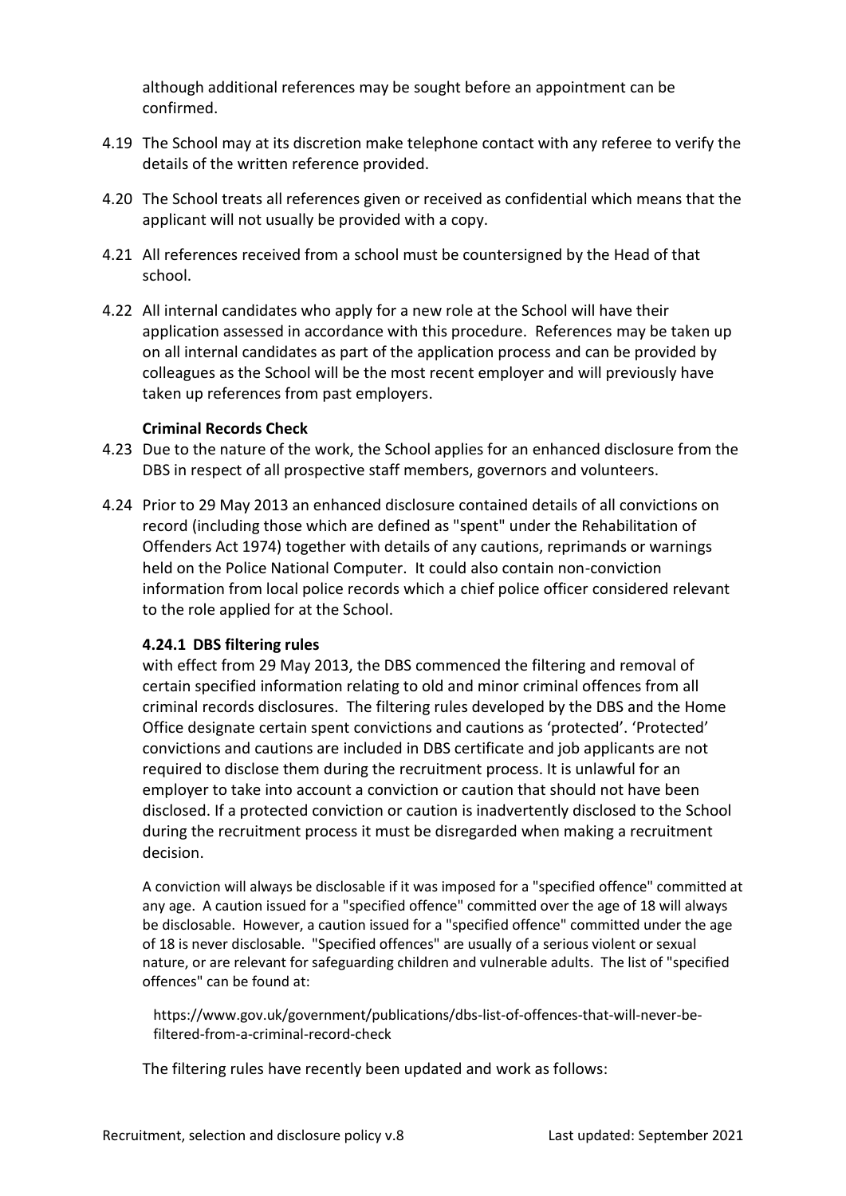although additional references may be sought before an appointment can be confirmed.

4.19 The School may at its discretion make telephone contact with any referee to verify the details of the written reference provided.

4.20 The School treats all references given or received as confidential which means that the applicant will not usually be provided with a copy.

4.21 All references received from a school must be countersigned by the Head of that school.

4.22 All internal candidates who apply for a new role at the School will have their application assessed in accordance with this procedure. References may be taken up on all internal candidates as part of the application process and can be provided by colleagues as the School will be the most recent employer and will previously have taken up references from past employers.

**Criminal Records Check**

4.23 Due to the nature of the work, the School applies for an enhanced disclosure from the DBS in respect of all prospective staff members, governors and volunteers.

4.24 Prior to 29 May 2013 an enhanced disclosure contained details of all convictions on record (including those which are defined as "spent" under the Rehabilitation of Offenders Act 1974) together with details of any cautions, reprimands or warnings held on the Police National Computer. It could also contain non-conviction information from local police records which a chief police officer considered relevant to the role applied for at the School.

**4.24.1 DBS filtering rules**

with effect from 29 May 2013, the DBS commenced the filtering and removal of certain specified information relating to old and minor criminal offences from all criminal records disclosures. The filtering rules developed by the DBS and the Home Office designate certain spent convictions and cautions as 'protected'. 'Protected' convictions and cautions are included in DBS certificate and job applicants are not required to disclose them during the recruitment process. It is unlawful for an employer to take into account a conviction or caution that should not have been disclosed. If a protected conviction or caution is inadvertently disclosed to the School during the recruitment process it must be disregarded when making a recruitment decision.

A conviction will always be disclosable if it was imposed for a "specified offence" committed at any age. A caution issued for a "specified offence" committed over the age of 18 will always be disclosable. However, a caution issued for a "specified offence" committed under the age of 18 is never disclosable. "Specified offences" are usually of a serious violent or sexual nature, or are relevant for safeguarding children and vulnerable adults. The list of "specified offences" can be found at:

https://www.gov.uk/government/publications/dbs-list-of-offences-that-will-never-be-filtered-from-a-criminal-record-check

The filtering rules have recently been updated and work as follows: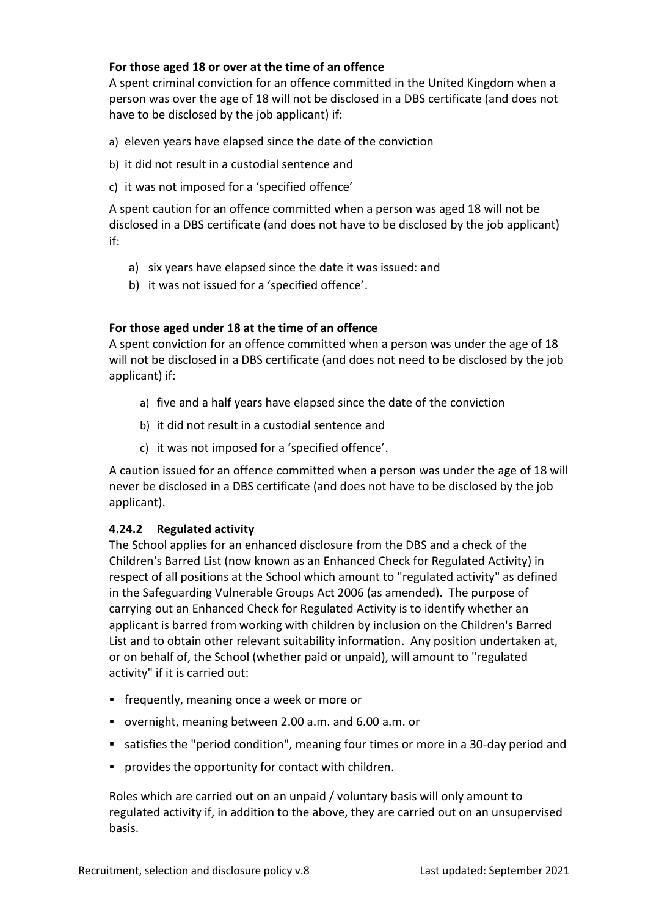**For those aged 18 or over at the time of an offence**

A spent criminal conviction for an offence committed in the United Kingdom when a person was over the age of 18 will not be disclosed in a DBS certificate (and does not have to be disclosed by the job applicant) if:

a) eleven years have elapsed since the date of the conviction

b) it did not result in a custodial sentence and

c) it was not imposed for a 'specified offence'

A spent caution for an offence committed when a person was aged 18 will not be disclosed in a DBS certificate (and does not have to be disclosed by the job applicant) if:

a) six years have elapsed since the date it was issued: and
b) it was not issued for a 'specified offence'.

**For those aged under 18 at the time of an offence**

A spent conviction for an offence committed when a person was under the age of 18 will not be disclosed in a DBS certificate (and does not need to be disclosed by the job applicant) if:

a) five and a half years have elapsed since the date of the conviction

b) it did not result in a custodial sentence and

c) it was not imposed for a 'specified offence'.

A caution issued for an offence committed when a person was under the age of 18 will never be disclosed in a DBS certificate (and does not have to be disclosed by the job applicant).

### 4.24.2 Regulated activity

The School applies for an enhanced disclosure from the DBS and a check of the Children's Barred List (now known as an Enhanced Check for Regulated Activity) in respect of all positions at the School which amount to "regulated activity" as defined in the Safeguarding Vulnerable Groups Act 2006 (as amended). The purpose of carrying out an Enhanced Check for Regulated Activity is to identify whether an applicant is barred from working with children by inclusion on the Children's Barred List and to obtain other relevant suitability information. Any position undertaken at, or on behalf of, the School (whether paid or unpaid), will amount to "regulated activity" if it is carried out:

- frequently, meaning once a week or more or
- overnight, meaning between 2.00 a.m. and 6.00 a.m. or
- satisfies the "period condition", meaning four times or more in a 30-day period and
- provides the opportunity for contact with children.

Roles which are carried out on an unpaid / voluntary basis will only amount to regulated activity if, in addition to the above, they are carried out on an unsupervised basis.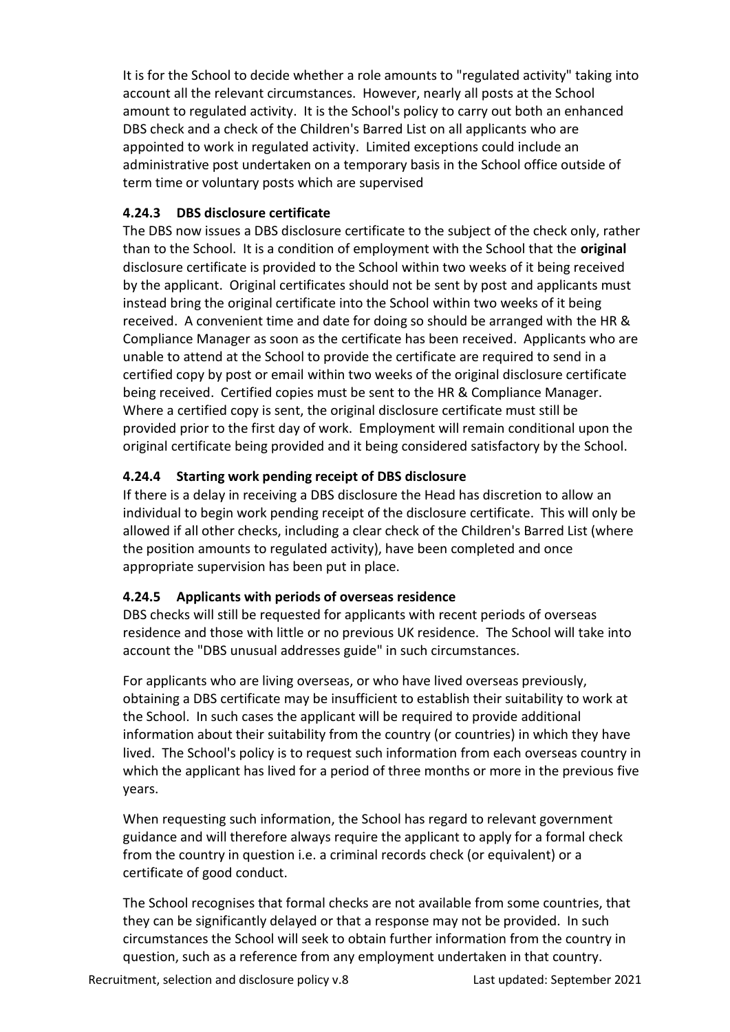It is for the School to decide whether a role amounts to "regulated activity" taking into account all the relevant circumstances. However, nearly all posts at the School amount to regulated activity. It is the School's policy to carry out both an enhanced DBS check and a check of the Children's Barred List on all applicants who are appointed to work in regulated activity. Limited exceptions could include an administrative post undertaken on a temporary basis in the School office outside of term time or voluntary posts which are supervised

#### 4.24.3 DBS disclosure certificate

The DBS now issues a DBS disclosure certificate to the subject of the check only, rather than to the School. It is a condition of employment with the School that the **original** disclosure certificate is provided to the School within two weeks of it being received by the applicant. Original certificates should not be sent by post and applicants must instead bring the original certificate into the School within two weeks of it being received. A convenient time and date for doing so should be arranged with the HR & Compliance Manager as soon as the certificate has been received. Applicants who are unable to attend at the School to provide the certificate are required to send in a certified copy by post or email within two weeks of the original disclosure certificate being received. Certified copies must be sent to the HR & Compliance Manager. Where a certified copy is sent, the original disclosure certificate must still be provided prior to the first day of work. Employment will remain conditional upon the original certificate being provided and it being considered satisfactory by the School.

#### 4.24.4 Starting work pending receipt of DBS disclosure

If there is a delay in receiving a DBS disclosure the Head has discretion to allow an individual to begin work pending receipt of the disclosure certificate. This will only be allowed if all other checks, including a clear check of the Children's Barred List (where the position amounts to regulated activity), have been completed and once appropriate supervision has been put in place.

#### 4.24.5 Applicants with periods of overseas residence

DBS checks will still be requested for applicants with recent periods of overseas residence and those with little or no previous UK residence. The School will take into account the "DBS unusual addresses guide" in such circumstances.

For applicants who are living overseas, or who have lived overseas previously, obtaining a DBS certificate may be insufficient to establish their suitability to work at the School. In such cases the applicant will be required to provide additional information about their suitability from the country (or countries) in which they have lived. The School's policy is to request such information from each overseas country in which the applicant has lived for a period of three months or more in the previous five years.

When requesting such information, the School has regard to relevant government guidance and will therefore always require the applicant to apply for a formal check from the country in question i.e. a criminal records check (or equivalent) or a certificate of good conduct.

The School recognises that formal checks are not available from some countries, that they can be significantly delayed or that a response may not be provided. In such circumstances the School will seek to obtain further information from the country in question, such as a reference from any employment undertaken in that country.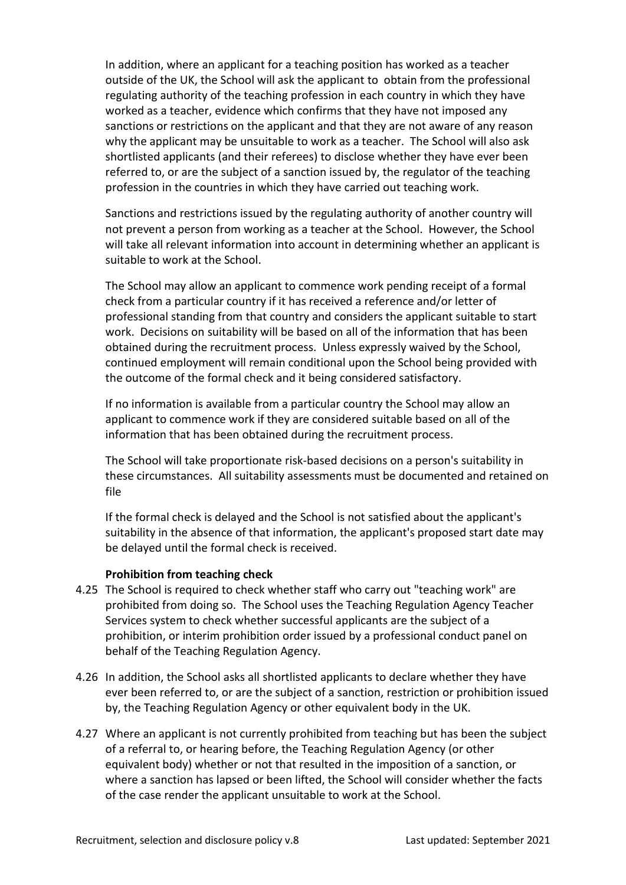In addition, where an applicant for a teaching position has worked as a teacher outside of the UK, the School will ask the applicant to obtain from the professional regulating authority of the teaching profession in each country in which they have worked as a teacher, evidence which confirms that they have not imposed any sanctions or restrictions on the applicant and that they are not aware of any reason why the applicant may be unsuitable to work as a teacher. The School will also ask shortlisted applicants (and their referees) to disclose whether they have ever been referred to, or are the subject of a sanction issued by, the regulator of the teaching profession in the countries in which they have carried out teaching work.

Sanctions and restrictions issued by the regulating authority of another country will not prevent a person from working as a teacher at the School. However, the School will take all relevant information into account in determining whether an applicant is suitable to work at the School.

The School may allow an applicant to commence work pending receipt of a formal check from a particular country if it has received a reference and/or letter of professional standing from that country and considers the applicant suitable to start work. Decisions on suitability will be based on all of the information that has been obtained during the recruitment process. Unless expressly waived by the School, continued employment will remain conditional upon the School being provided with the outcome of the formal check and it being considered satisfactory.

If no information is available from a particular country the School may allow an applicant to commence work if they are considered suitable based on all of the information that has been obtained during the recruitment process.

The School will take proportionate risk-based decisions on a person's suitability in these circumstances. All suitability assessments must be documented and retained on file

If the formal check is delayed and the School is not satisfied about the applicant's suitability in the absence of that information, the applicant's proposed start date may be delayed until the formal check is received.

**Prohibition from teaching check**

4.25 The School is required to check whether staff who carry out "teaching work" are prohibited from doing so. The School uses the Teaching Regulation Agency Teacher Services system to check whether successful applicants are the subject of a prohibition, or interim prohibition order issued by a professional conduct panel on behalf of the Teaching Regulation Agency.

4.26 In addition, the School asks all shortlisted applicants to declare whether they have ever been referred to, or are the subject of a sanction, restriction or prohibition issued by, the Teaching Regulation Agency or other equivalent body in the UK.

4.27 Where an applicant is not currently prohibited from teaching but has been the subject of a referral to, or hearing before, the Teaching Regulation Agency (or other equivalent body) whether or not that resulted in the imposition of a sanction, or where a sanction has lapsed or been lifted, the School will consider whether the facts of the case render the applicant unsuitable to work at the School.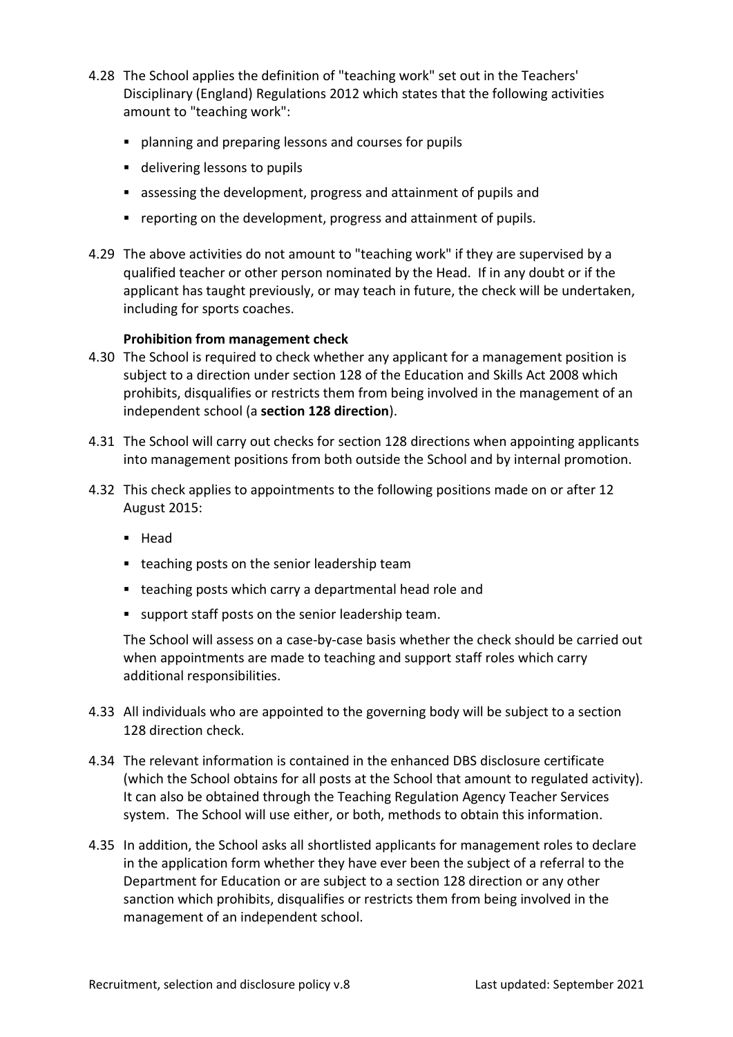4.28 The School applies the definition of "teaching work" set out in the Teachers' Disciplinary (England) Regulations 2012 which states that the following activities amount to "teaching work":

- planning and preparing lessons and courses for pupils
- delivering lessons to pupils
- assessing the development, progress and attainment of pupils and
- reporting on the development, progress and attainment of pupils.

4.29 The above activities do not amount to "teaching work" if they are supervised by a qualified teacher or other person nominated by the Head. If in any doubt or if the applicant has taught previously, or may teach in future, the check will be undertaken, including for sports coaches.

**Prohibition from management check**

4.30 The School is required to check whether any applicant for a management position is subject to a direction under section 128 of the Education and Skills Act 2008 which prohibits, disqualifies or restricts them from being involved in the management of an independent school (a **section 128 direction**).

4.31 The School will carry out checks for section 128 directions when appointing applicants into management positions from both outside the School and by internal promotion.

4.32 This check applies to appointments to the following positions made on or after 12 August 2015:

- Head
- teaching posts on the senior leadership team
- teaching posts which carry a departmental head role and
- support staff posts on the senior leadership team.

The School will assess on a case-by-case basis whether the check should be carried out when appointments are made to teaching and support staff roles which carry additional responsibilities.

4.33 All individuals who are appointed to the governing body will be subject to a section 128 direction check.

4.34 The relevant information is contained in the enhanced DBS disclosure certificate (which the School obtains for all posts at the School that amount to regulated activity). It can also be obtained through the Teaching Regulation Agency Teacher Services system. The School will use either, or both, methods to obtain this information.

4.35 In addition, the School asks all shortlisted applicants for management roles to declare in the application form whether they have ever been the subject of a referral to the Department for Education or are subject to a section 128 direction or any other sanction which prohibits, disqualifies or restricts them from being involved in the management of an independent school.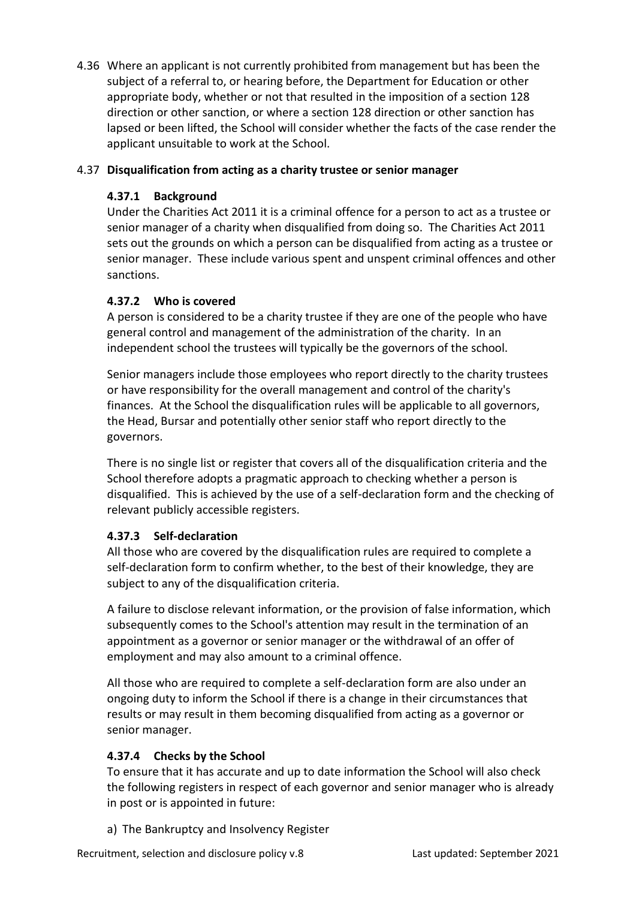4.36 Where an applicant is not currently prohibited from management but has been the subject of a referral to, or hearing before, the Department for Education or other appropriate body, whether or not that resulted in the imposition of a section 128 direction or other sanction, or where a section 128 direction or other sanction has lapsed or been lifted, the School will consider whether the facts of the case render the applicant unsuitable to work at the School.

4.37 **Disqualification from acting as a charity trustee or senior manager**

**4.37.1 Background**

Under the Charities Act 2011 it is a criminal offence for a person to act as a trustee or senior manager of a charity when disqualified from doing so. The Charities Act 2011 sets out the grounds on which a person can be disqualified from acting as a trustee or senior manager. These include various spent and unspent criminal offences and other sanctions.

**4.37.2 Who is covered**

A person is considered to be a charity trustee if they are one of the people who have general control and management of the administration of the charity. In an independent school the trustees will typically be the governors of the school.

Senior managers include those employees who report directly to the charity trustees or have responsibility for the overall management and control of the charity's finances. At the School the disqualification rules will be applicable to all governors, the Head, Bursar and potentially other senior staff who report directly to the governors.

There is no single list or register that covers all of the disqualification criteria and the School therefore adopts a pragmatic approach to checking whether a person is disqualified. This is achieved by the use of a self-declaration form and the checking of relevant publicly accessible registers.

**4.37.3 Self-declaration**

All those who are covered by the disqualification rules are required to complete a self-declaration form to confirm whether, to the best of their knowledge, they are subject to any of the disqualification criteria.

A failure to disclose relevant information, or the provision of false information, which subsequently comes to the School's attention may result in the termination of an appointment as a governor or senior manager or the withdrawal of an offer of employment and may also amount to a criminal offence.

All those who are required to complete a self-declaration form are also under an ongoing duty to inform the School if there is a change in their circumstances that results or may result in them becoming disqualified from acting as a governor or senior manager.

**4.37.4 Checks by the School**

To ensure that it has accurate and up to date information the School will also check the following registers in respect of each governor and senior manager who is already in post or is appointed in future:

a) The Bankruptcy and Insolvency Register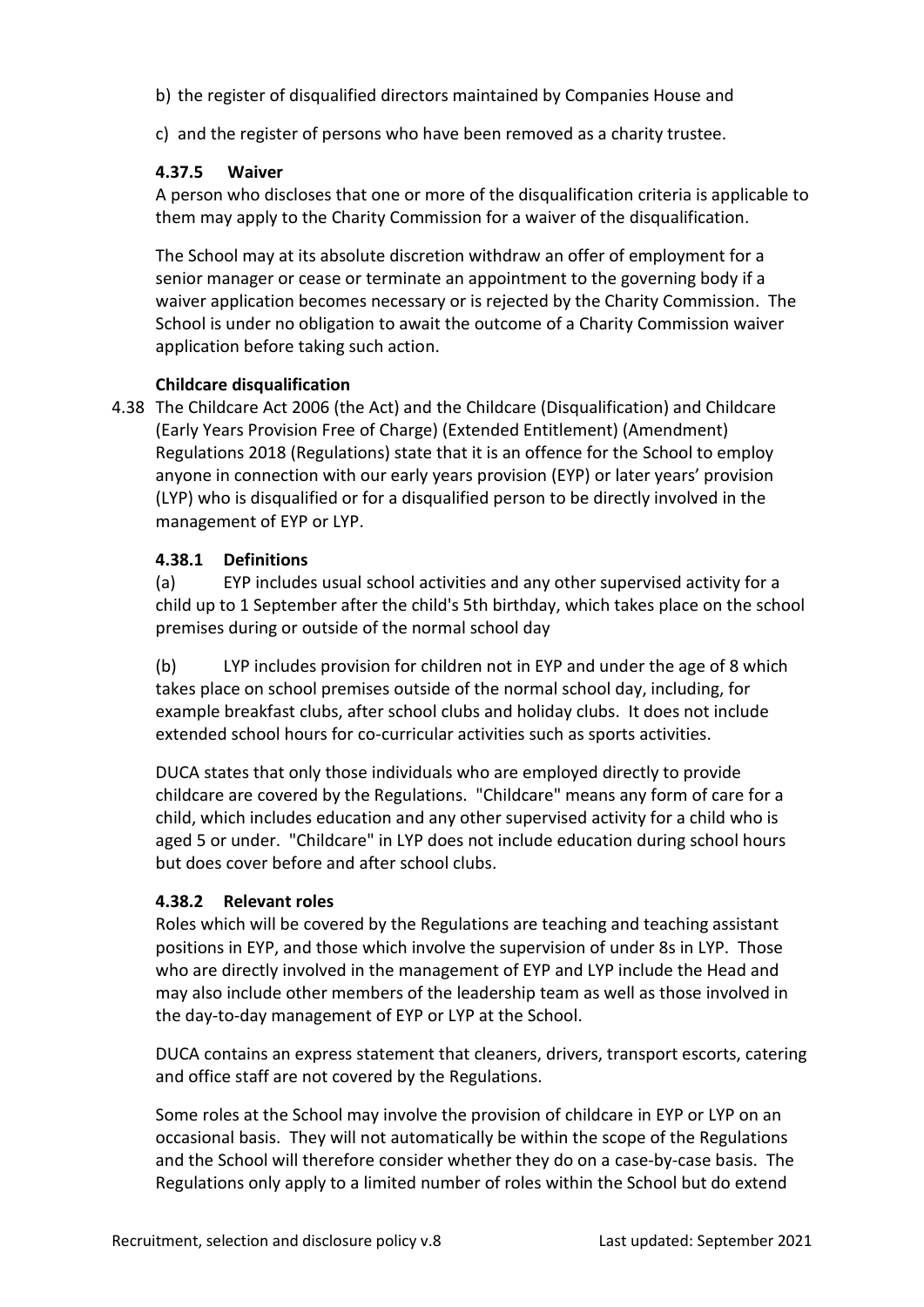b) the register of disqualified directors maintained by Companies House and

c) and the register of persons who have been removed as a charity trustee.

#### 4.37.5 Waiver

A person who discloses that one or more of the disqualification criteria is applicable to them may apply to the Charity Commission for a waiver of the disqualification.

The School may at its absolute discretion withdraw an offer of employment for a senior manager or cease or terminate an appointment to the governing body if a waiver application becomes necessary or is rejected by the Charity Commission. The School is under no obligation to await the outcome of a Charity Commission waiver application before taking such action.

### Childcare disqualification

4.38 The Childcare Act 2006 (the Act) and the Childcare (Disqualification) and Childcare (Early Years Provision Free of Charge) (Extended Entitlement) (Amendment) Regulations 2018 (Regulations) state that it is an offence for the School to employ anyone in connection with our early years provision (EYP) or later years' provision (LYP) who is disqualified or for a disqualified person to be directly involved in the management of EYP or LYP.

#### 4.38.1 Definitions

(a) EYP includes usual school activities and any other supervised activity for a child up to 1 September after the child's 5th birthday, which takes place on the school premises during or outside of the normal school day

(b) LYP includes provision for children not in EYP and under the age of 8 which takes place on school premises outside of the normal school day, including, for example breakfast clubs, after school clubs and holiday clubs. It does not include extended school hours for co-curricular activities such as sports activities.

DUCA states that only those individuals who are employed directly to provide childcare are covered by the Regulations. "Childcare" means any form of care for a child, which includes education and any other supervised activity for a child who is aged 5 or under. "Childcare" in LYP does not include education during school hours but does cover before and after school clubs.

#### 4.38.2 Relevant roles

Roles which will be covered by the Regulations are teaching and teaching assistant positions in EYP, and those which involve the supervision of under 8s in LYP. Those who are directly involved in the management of EYP and LYP include the Head and may also include other members of the leadership team as well as those involved in the day-to-day management of EYP or LYP at the School.

DUCA contains an express statement that cleaners, drivers, transport escorts, catering and office staff are not covered by the Regulations.

Some roles at the School may involve the provision of childcare in EYP or LYP on an occasional basis. They will not automatically be within the scope of the Regulations and the School will therefore consider whether they do on a case-by-case basis. The Regulations only apply to a limited number of roles within the School but do extend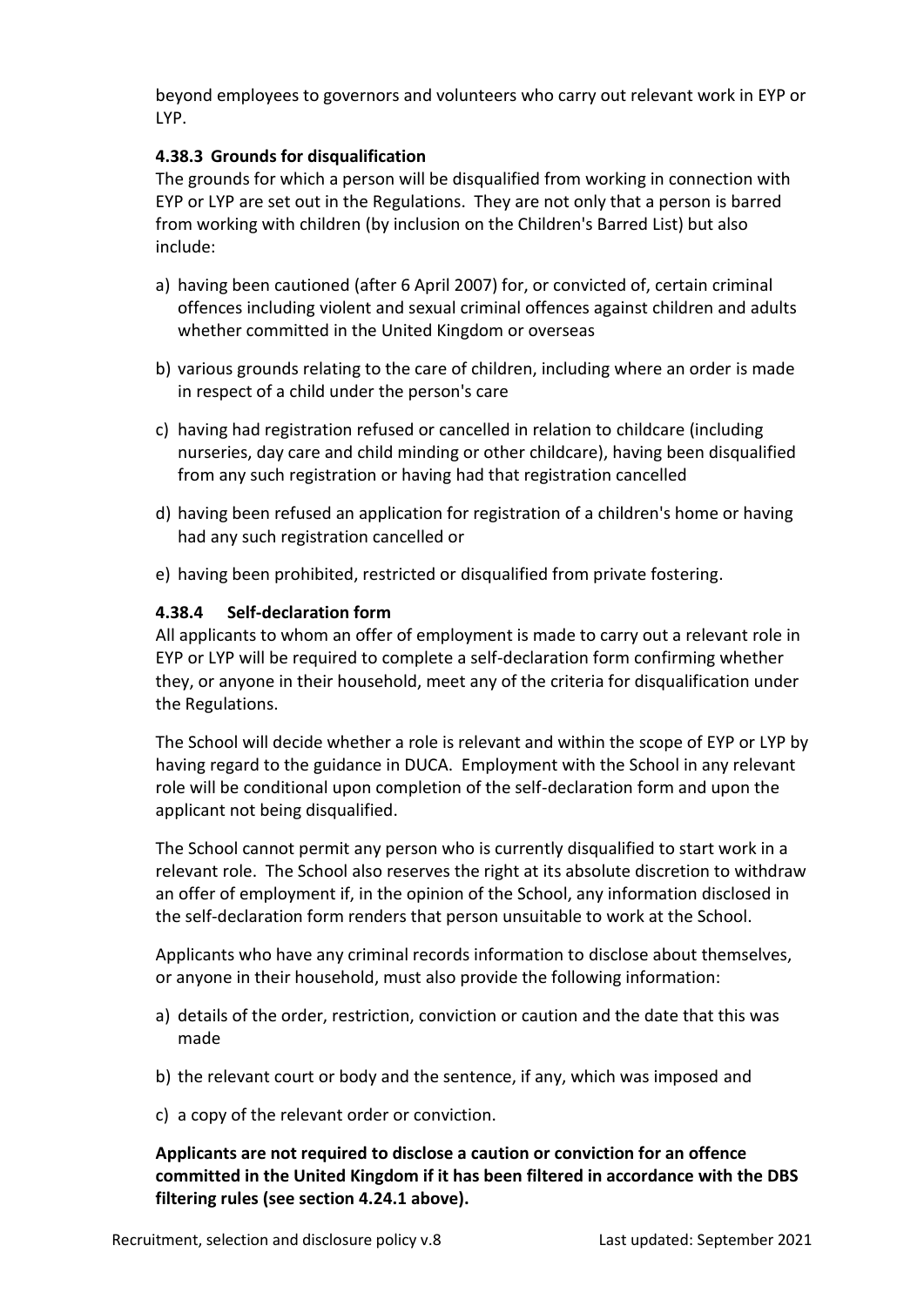beyond employees to governors and volunteers who carry out relevant work in EYP or LYP.

#### 4.38.3 Grounds for disqualification

The grounds for which a person will be disqualified from working in connection with EYP or LYP are set out in the Regulations. They are not only that a person is barred from working with children (by inclusion on the Children's Barred List) but also include:

a) having been cautioned (after 6 April 2007) for, or convicted of, certain criminal offences including violent and sexual criminal offences against children and adults whether committed in the United Kingdom or overseas

b) various grounds relating to the care of children, including where an order is made in respect of a child under the person's care

c) having had registration refused or cancelled in relation to childcare (including nurseries, day care and child minding or other childcare), having been disqualified from any such registration or having had that registration cancelled

d) having been refused an application for registration of a children's home or having had any such registration cancelled or

e) having been prohibited, restricted or disqualified from private fostering.

#### 4.38.4 Self-declaration form

All applicants to whom an offer of employment is made to carry out a relevant role in EYP or LYP will be required to complete a self-declaration form confirming whether they, or anyone in their household, meet any of the criteria for disqualification under the Regulations.

The School will decide whether a role is relevant and within the scope of EYP or LYP by having regard to the guidance in DUCA. Employment with the School in any relevant role will be conditional upon completion of the self-declaration form and upon the applicant not being disqualified.

The School cannot permit any person who is currently disqualified to start work in a relevant role. The School also reserves the right at its absolute discretion to withdraw an offer of employment if, in the opinion of the School, any information disclosed in the self-declaration form renders that person unsuitable to work at the School.

Applicants who have any criminal records information to disclose about themselves, or anyone in their household, must also provide the following information:

a) details of the order, restriction, conviction or caution and the date that this was made

b) the relevant court or body and the sentence, if any, which was imposed and

c) a copy of the relevant order or conviction.

**Applicants are not required to disclose a caution or conviction for an offence committed in the United Kingdom if it has been filtered in accordance with the DBS filtering rules (see section 4.24.1 above).**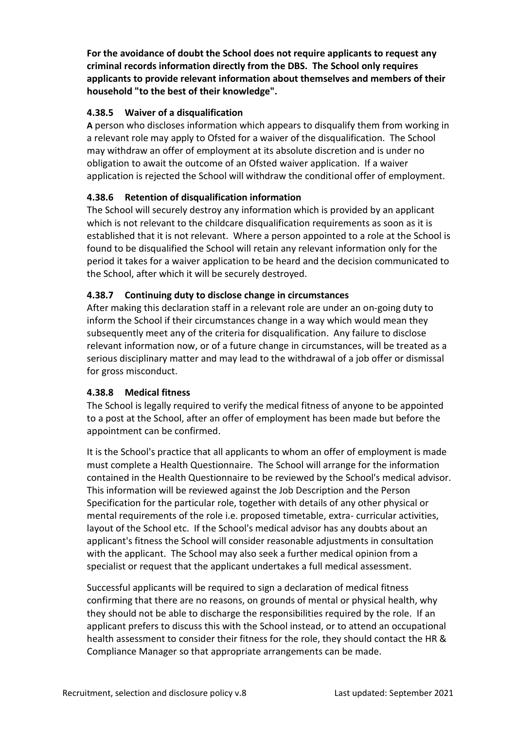**For the avoidance of doubt the School does not require applicants to request any criminal records information directly from the DBS. The School only requires applicants to provide relevant information about themselves and members of their household "to the best of their knowledge".**

#### 4.38.5 Waiver of a disqualification

**A** person who discloses information which appears to disqualify them from working in a relevant role may apply to Ofsted for a waiver of the disqualification. The School may withdraw an offer of employment at its absolute discretion and is under no obligation to await the outcome of an Ofsted waiver application. If a waiver application is rejected the School will withdraw the conditional offer of employment.

#### 4.38.6 Retention of disqualification information

The School will securely destroy any information which is provided by an applicant which is not relevant to the childcare disqualification requirements as soon as it is established that it is not relevant. Where a person appointed to a role at the School is found to be disqualified the School will retain any relevant information only for the period it takes for a waiver application to be heard and the decision communicated to the School, after which it will be securely destroyed.

#### 4.38.7 Continuing duty to disclose change in circumstances

After making this declaration staff in a relevant role are under an on-going duty to inform the School if their circumstances change in a way which would mean they subsequently meet any of the criteria for disqualification. Any failure to disclose relevant information now, or of a future change in circumstances, will be treated as a serious disciplinary matter and may lead to the withdrawal of a job offer or dismissal for gross misconduct.

#### 4.38.8 Medical fitness

The School is legally required to verify the medical fitness of anyone to be appointed to a post at the School, after an offer of employment has been made but before the appointment can be confirmed.

It is the School's practice that all applicants to whom an offer of employment is made must complete a Health Questionnaire. The School will arrange for the information contained in the Health Questionnaire to be reviewed by the School's medical advisor. This information will be reviewed against the Job Description and the Person Specification for the particular role, together with details of any other physical or mental requirements of the role i.e. proposed timetable, extra- curricular activities, layout of the School etc. If the School's medical advisor has any doubts about an applicant's fitness the School will consider reasonable adjustments in consultation with the applicant. The School may also seek a further medical opinion from a specialist or request that the applicant undertakes a full medical assessment.

Successful applicants will be required to sign a declaration of medical fitness confirming that there are no reasons, on grounds of mental or physical health, why they should not be able to discharge the responsibilities required by the role. If an applicant prefers to discuss this with the School instead, or to attend an occupational health assessment to consider their fitness for the role, they should contact the HR & Compliance Manager so that appropriate arrangements can be made.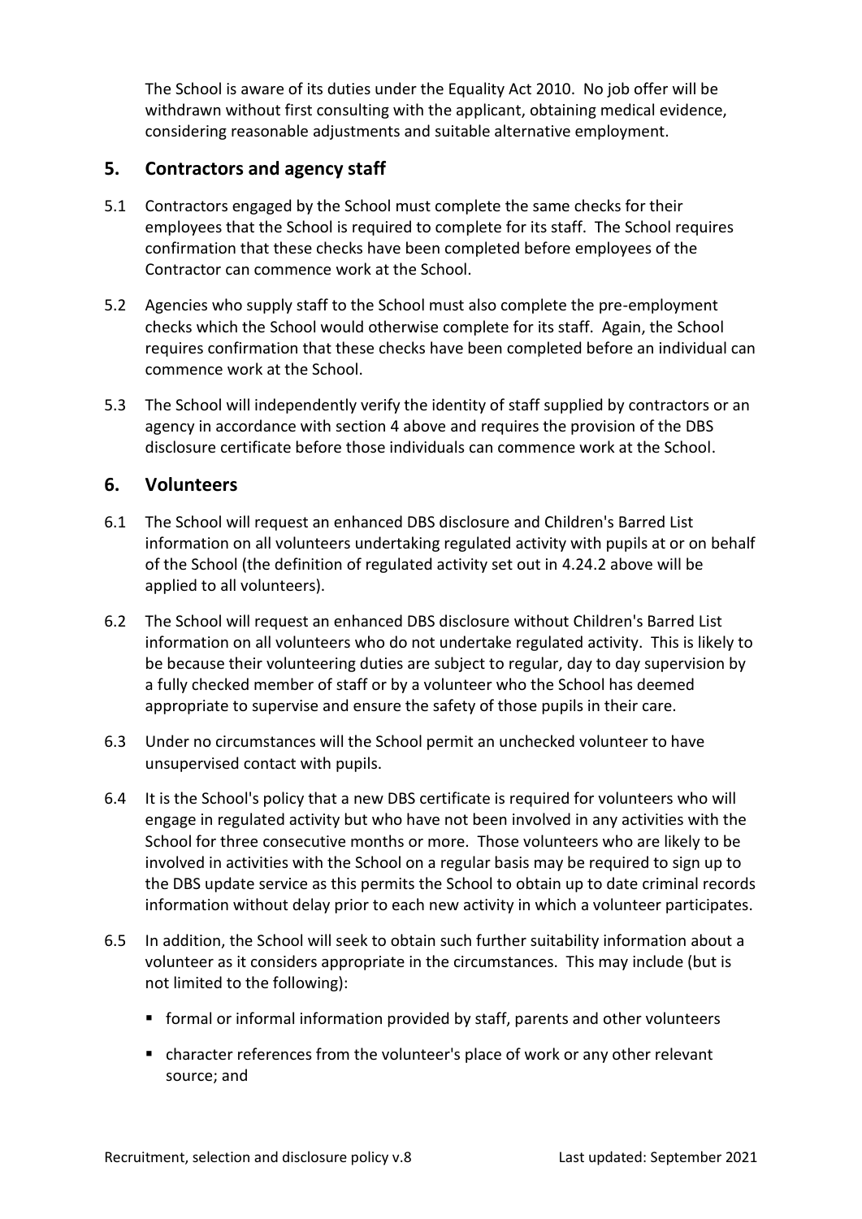The School is aware of its duties under the Equality Act 2010. No job offer will be withdrawn without first consulting with the applicant, obtaining medical evidence, considering reasonable adjustments and suitable alternative employment.

## 5. Contractors and agency staff

5.1 Contractors engaged by the School must complete the same checks for their employees that the School is required to complete for its staff. The School requires confirmation that these checks have been completed before employees of the Contractor can commence work at the School.

5.2 Agencies who supply staff to the School must also complete the pre-employment checks which the School would otherwise complete for its staff. Again, the School requires confirmation that these checks have been completed before an individual can commence work at the School.

5.3 The School will independently verify the identity of staff supplied by contractors or an agency in accordance with section 4 above and requires the provision of the DBS disclosure certificate before those individuals can commence work at the School.

## 6. Volunteers

6.1 The School will request an enhanced DBS disclosure and Children's Barred List information on all volunteers undertaking regulated activity with pupils at or on behalf of the School (the definition of regulated activity set out in 4.24.2 above will be applied to all volunteers).

6.2 The School will request an enhanced DBS disclosure without Children's Barred List information on all volunteers who do not undertake regulated activity. This is likely to be because their volunteering duties are subject to regular, day to day supervision by a fully checked member of staff or by a volunteer who the School has deemed appropriate to supervise and ensure the safety of those pupils in their care.

6.3 Under no circumstances will the School permit an unchecked volunteer to have unsupervised contact with pupils.

6.4 It is the School's policy that a new DBS certificate is required for volunteers who will engage in regulated activity but who have not been involved in any activities with the School for three consecutive months or more. Those volunteers who are likely to be involved in activities with the School on a regular basis may be required to sign up to the DBS update service as this permits the School to obtain up to date criminal records information without delay prior to each new activity in which a volunteer participates.

6.5 In addition, the School will seek to obtain such further suitability information about a volunteer as it considers appropriate in the circumstances. This may include (but is not limited to the following):

- formal or informal information provided by staff, parents and other volunteers
- character references from the volunteer's place of work or any other relevant source; and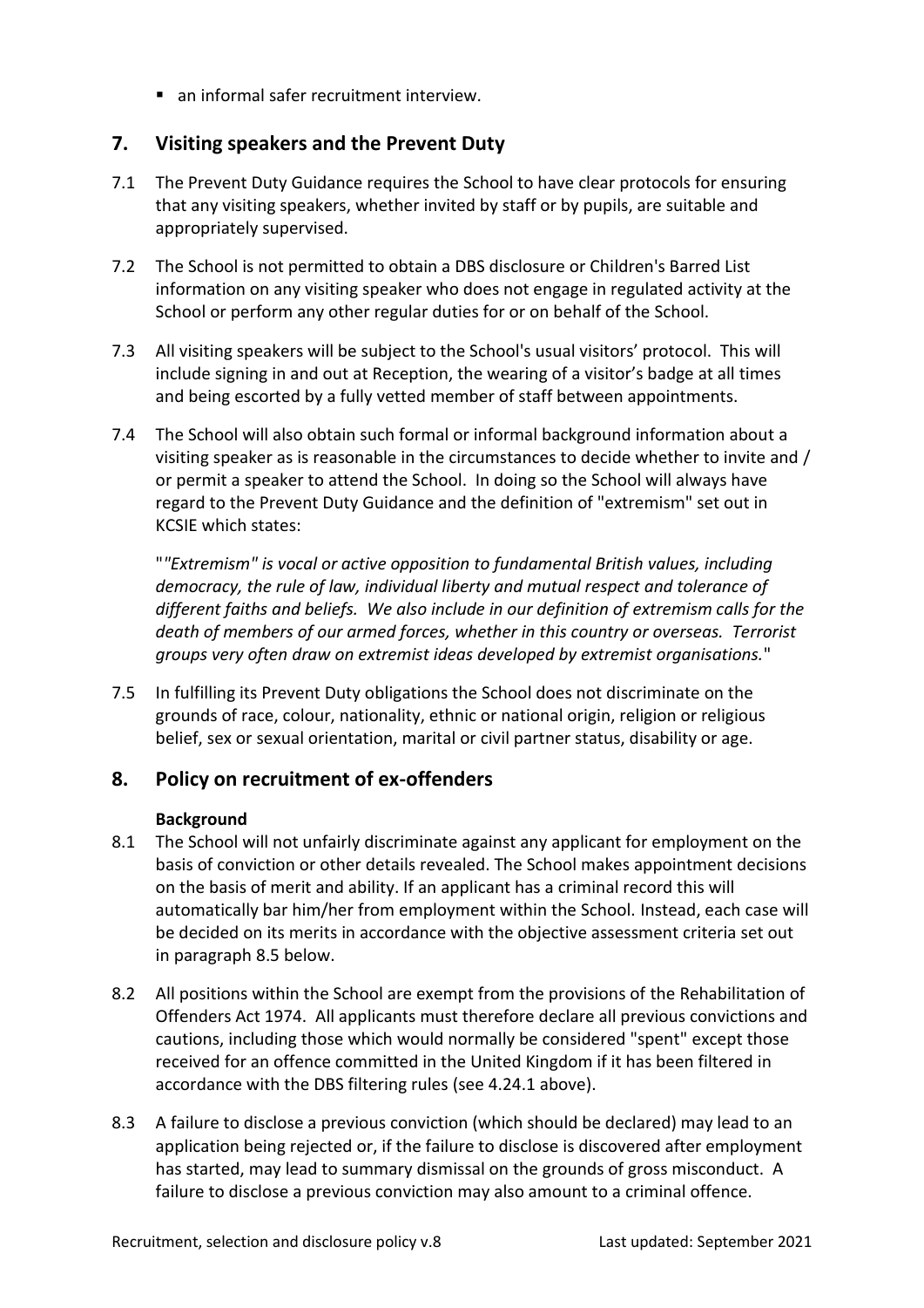- an informal safer recruitment interview.

## 7. Visiting speakers and the Prevent Duty

7.1 The Prevent Duty Guidance requires the School to have clear protocols for ensuring that any visiting speakers, whether invited by staff or by pupils, are suitable and appropriately supervised.

7.2 The School is not permitted to obtain a DBS disclosure or Children's Barred List information on any visiting speaker who does not engage in regulated activity at the School or perform any other regular duties for or on behalf of the School.

7.3 All visiting speakers will be subject to the School's usual visitors' protocol. This will include signing in and out at Reception, the wearing of a visitor's badge at all times and being escorted by a fully vetted member of staff between appointments.

7.4 The School will also obtain such formal or informal background information about a visiting speaker as is reasonable in the circumstances to decide whether to invite and / or permit a speaker to attend the School. In doing so the School will always have regard to the Prevent Duty Guidance and the definition of "extremism" set out in KCSIE which states:

"*"Extremism" is vocal or active opposition to fundamental British values, including democracy, the rule of law, individual liberty and mutual respect and tolerance of different faiths and beliefs. We also include in our definition of extremism calls for the death of members of our armed forces, whether in this country or overseas. Terrorist groups very often draw on extremist ideas developed by extremist organisations.*"

7.5 In fulfilling its Prevent Duty obligations the School does not discriminate on the grounds of race, colour, nationality, ethnic or national origin, religion or religious belief, sex or sexual orientation, marital or civil partner status, disability or age.

## 8. Policy on recruitment of ex-offenders

**Background**

8.1 The School will not unfairly discriminate against any applicant for employment on the basis of conviction or other details revealed. The School makes appointment decisions on the basis of merit and ability. If an applicant has a criminal record this will automatically bar him/her from employment within the School. Instead, each case will be decided on its merits in accordance with the objective assessment criteria set out in paragraph 8.5 below.

8.2 All positions within the School are exempt from the provisions of the Rehabilitation of Offenders Act 1974. All applicants must therefore declare all previous convictions and cautions, including those which would normally be considered "spent" except those received for an offence committed in the United Kingdom if it has been filtered in accordance with the DBS filtering rules (see 4.24.1 above).

8.3 A failure to disclose a previous conviction (which should be declared) may lead to an application being rejected or, if the failure to disclose is discovered after employment has started, may lead to summary dismissal on the grounds of gross misconduct. A failure to disclose a previous conviction may also amount to a criminal offence.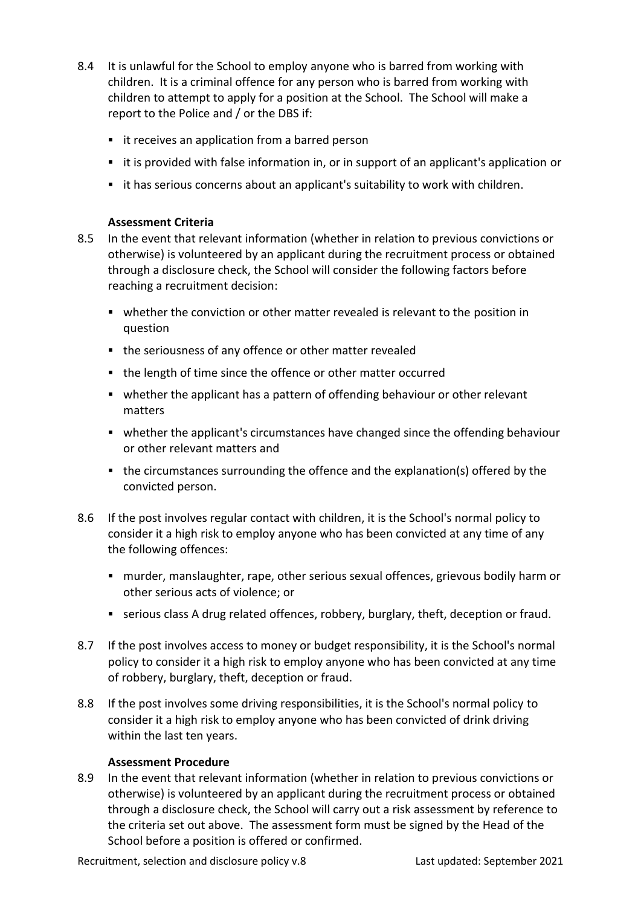8.4 It is unlawful for the School to employ anyone who is barred from working with children. It is a criminal offence for any person who is barred from working with children to attempt to apply for a position at the School. The School will make a report to the Police and / or the DBS if:

- it receives an application from a barred person
- it is provided with false information in, or in support of an applicant's application or
- it has serious concerns about an applicant's suitability to work with children.

**Assessment Criteria**

8.5 In the event that relevant information (whether in relation to previous convictions or otherwise) is volunteered by an applicant during the recruitment process or obtained through a disclosure check, the School will consider the following factors before reaching a recruitment decision:

- whether the conviction or other matter revealed is relevant to the position in question
- the seriousness of any offence or other matter revealed
- the length of time since the offence or other matter occurred
- whether the applicant has a pattern of offending behaviour or other relevant matters
- whether the applicant's circumstances have changed since the offending behaviour or other relevant matters and
- the circumstances surrounding the offence and the explanation(s) offered by the convicted person.

8.6 If the post involves regular contact with children, it is the School's normal policy to consider it a high risk to employ anyone who has been convicted at any time of any the following offences:

- murder, manslaughter, rape, other serious sexual offences, grievous bodily harm or other serious acts of violence; or
- serious class A drug related offences, robbery, burglary, theft, deception or fraud.

8.7 If the post involves access to money or budget responsibility, it is the School's normal policy to consider it a high risk to employ anyone who has been convicted at any time of robbery, burglary, theft, deception or fraud.

8.8 If the post involves some driving responsibilities, it is the School's normal policy to consider it a high risk to employ anyone who has been convicted of drink driving within the last ten years.

**Assessment Procedure**

8.9 In the event that relevant information (whether in relation to previous convictions or otherwise) is volunteered by an applicant during the recruitment process or obtained through a disclosure check, the School will carry out a risk assessment by reference to the criteria set out above. The assessment form must be signed by the Head of the School before a position is offered or confirmed.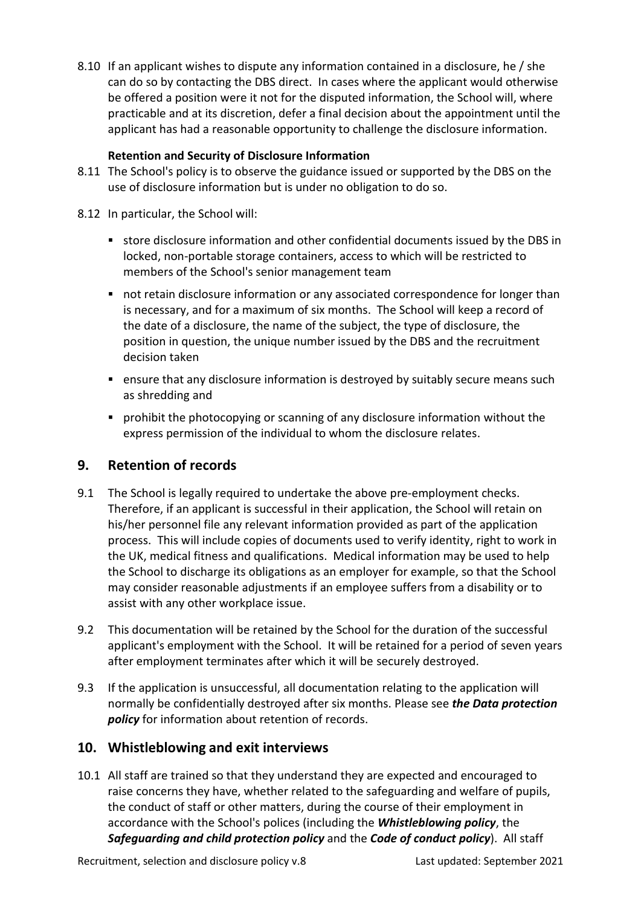8.10 If an applicant wishes to dispute any information contained in a disclosure, he / she can do so by contacting the DBS direct. In cases where the applicant would otherwise be offered a position were it not for the disputed information, the School will, where practicable and at its discretion, defer a final decision about the appointment until the applicant has had a reasonable opportunity to challenge the disclosure information.

**Retention and Security of Disclosure Information**

8.11 The School's policy is to observe the guidance issued or supported by the DBS on the use of disclosure information but is under no obligation to do so.

8.12 In particular, the School will:

- store disclosure information and other confidential documents issued by the DBS in locked, non-portable storage containers, access to which will be restricted to members of the School's senior management team
- not retain disclosure information or any associated correspondence for longer than is necessary, and for a maximum of six months. The School will keep a record of the date of a disclosure, the name of the subject, the type of disclosure, the position in question, the unique number issued by the DBS and the recruitment decision taken
- ensure that any disclosure information is destroyed by suitably secure means such as shredding and
- prohibit the photocopying or scanning of any disclosure information without the express permission of the individual to whom the disclosure relates.

## 9. Retention of records

9.1 The School is legally required to undertake the above pre-employment checks. Therefore, if an applicant is successful in their application, the School will retain on his/her personnel file any relevant information provided as part of the application process. This will include copies of documents used to verify identity, right to work in the UK, medical fitness and qualifications. Medical information may be used to help the School to discharge its obligations as an employer for example, so that the School may consider reasonable adjustments if an employee suffers from a disability or to assist with any other workplace issue.

9.2 This documentation will be retained by the School for the duration of the successful applicant's employment with the School. It will be retained for a period of seven years after employment terminates after which it will be securely destroyed.

9.3 If the application is unsuccessful, all documentation relating to the application will normally be confidentially destroyed after six months. Please see ***the Data protection policy*** for information about retention of records.

## 10. Whistleblowing and exit interviews

10.1 All staff are trained so that they understand they are expected and encouraged to raise concerns they have, whether related to the safeguarding and welfare of pupils, the conduct of staff or other matters, during the course of their employment in accordance with the School's polices (including the ***Whistleblowing policy***, the ***Safeguarding and child protection policy*** and the ***Code of conduct policy***). All staff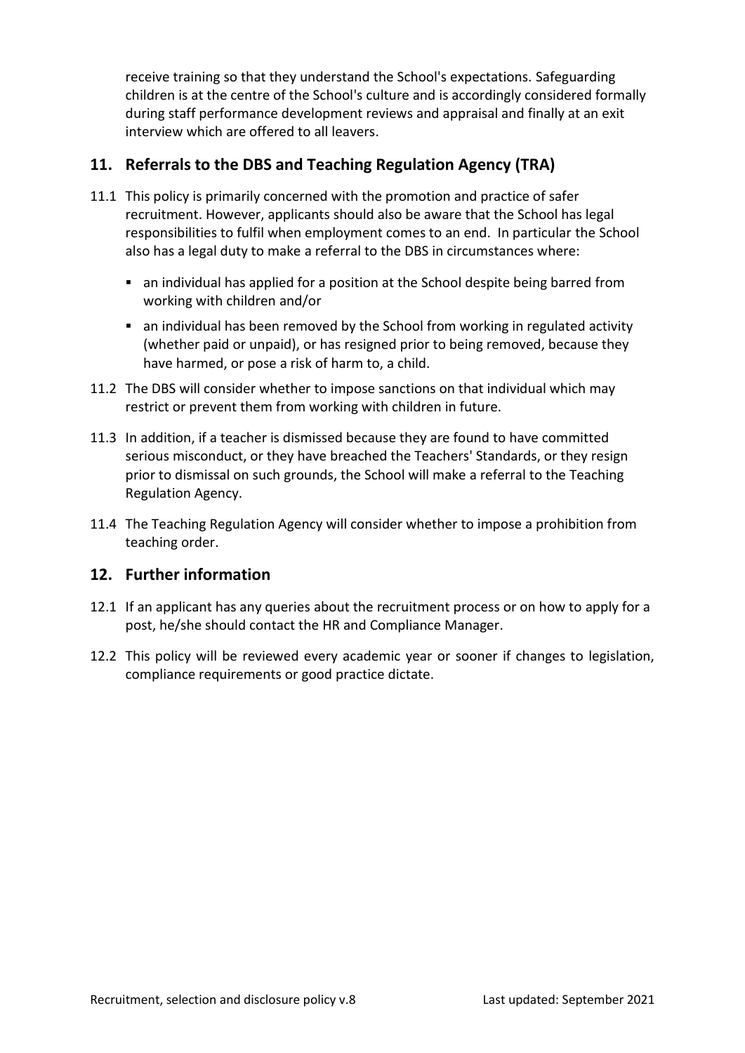receive training so that they understand the School's expectations. Safeguarding children is at the centre of the School's culture and is accordingly considered formally during staff performance development reviews and appraisal and finally at an exit interview which are offered to all leavers.

## 11. Referrals to the DBS and Teaching Regulation Agency (TRA)

11.1 This policy is primarily concerned with the promotion and practice of safer recruitment. However, applicants should also be aware that the School has legal responsibilities to fulfil when employment comes to an end. In particular the School also has a legal duty to make a referral to the DBS in circumstances where:

- an individual has applied for a position at the School despite being barred from working with children and/or
- an individual has been removed by the School from working in regulated activity (whether paid or unpaid), or has resigned prior to being removed, because they have harmed, or pose a risk of harm to, a child.

11.2 The DBS will consider whether to impose sanctions on that individual which may restrict or prevent them from working with children in future.

11.3 In addition, if a teacher is dismissed because they are found to have committed serious misconduct, or they have breached the Teachers' Standards, or they resign prior to dismissal on such grounds, the School will make a referral to the Teaching Regulation Agency.

11.4 The Teaching Regulation Agency will consider whether to impose a prohibition from teaching order.

## 12. Further information

12.1 If an applicant has any queries about the recruitment process or on how to apply for a post, he/she should contact the HR and Compliance Manager.

12.2 This policy will be reviewed every academic year or sooner if changes to legislation, compliance requirements or good practice dictate.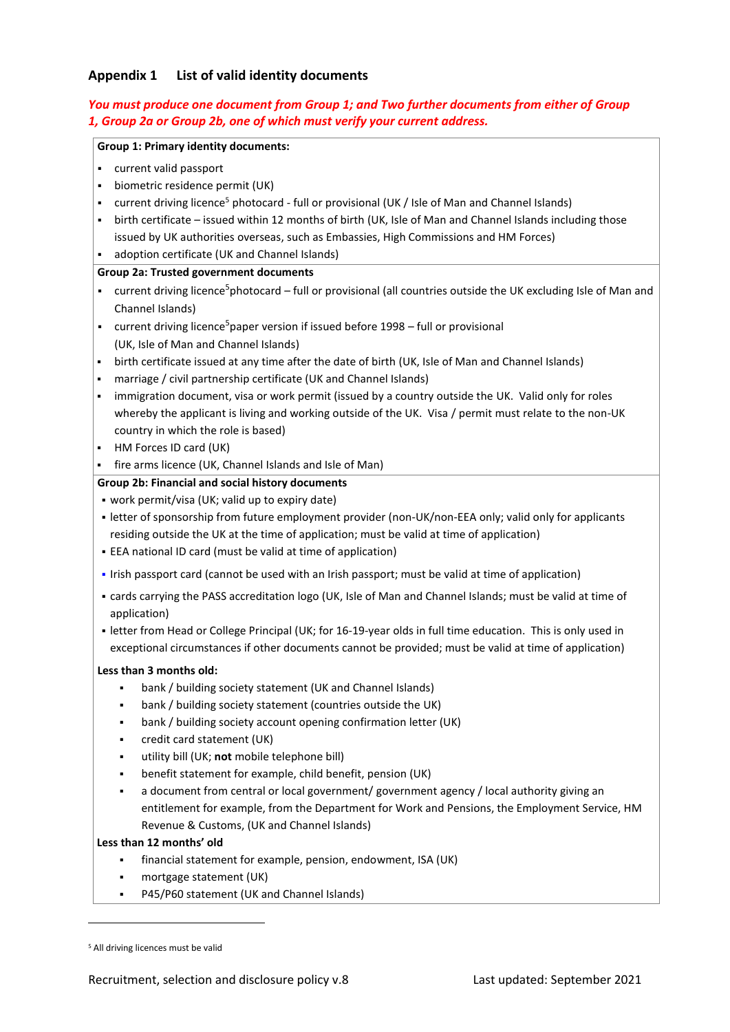## Appendix 1 List of valid identity documents

***You must produce one document from Group 1; and Two further documents from either of Group 1, Group 2a or Group 2b, one of which must verify your current address.***

**Group 1: Primary identity documents:**

- current valid passport
- biometric residence permit (UK)
- current driving licence[5] photocard - full or provisional (UK / Isle of Man and Channel Islands)
- birth certificate – issued within 12 months of birth (UK, Isle of Man and Channel Islands including those issued by UK authorities overseas, such as Embassies, High Commissions and HM Forces)
- adoption certificate (UK and Channel Islands)

**Group 2a: Trusted government documents**

- current driving licence[5]photocard – full or provisional (all countries outside the UK excluding Isle of Man and Channel Islands)
- current driving licence[5]paper version if issued before 1998 – full or provisional (UK, Isle of Man and Channel Islands)
- birth certificate issued at any time after the date of birth (UK, Isle of Man and Channel Islands)
- marriage / civil partnership certificate (UK and Channel Islands)
- immigration document, visa or work permit (issued by a country outside the UK. Valid only for roles whereby the applicant is living and working outside of the UK. Visa / permit must relate to the non-UK country in which the role is based)
- HM Forces ID card (UK)
- fire arms licence (UK, Channel Islands and Isle of Man)

**Group 2b: Financial and social history documents**

- work permit/visa (UK; valid up to expiry date)
- letter of sponsorship from future employment provider (non-UK/non-EEA only; valid only for applicants residing outside the UK at the time of application; must be valid at time of application)
- EEA national ID card (must be valid at time of application)
- Irish passport card (cannot be used with an Irish passport; must be valid at time of application)
- cards carrying the PASS accreditation logo (UK, Isle of Man and Channel Islands; must be valid at time of application)
- letter from Head or College Principal (UK; for 16-19-year olds in full time education. This is only used in exceptional circumstances if other documents cannot be provided; must be valid at time of application)

**Less than 3 months old:**

- bank / building society statement (UK and Channel Islands)
- bank / building society statement (countries outside the UK)
- bank / building society account opening confirmation letter (UK)
- credit card statement (UK)
- utility bill (UK; **not** mobile telephone bill)
- benefit statement for example, child benefit, pension (UK)
- a document from central or local government/ government agency / local authority giving an entitlement for example, from the Department for Work and Pensions, the Employment Service, HM Revenue & Customs, (UK and Channel Islands)

**Less than 12 months' old**

- financial statement for example, pension, endowment, ISA (UK)
- mortgage statement (UK)
- P45/P60 statement (UK and Channel Islands)

[5] All driving licences must be valid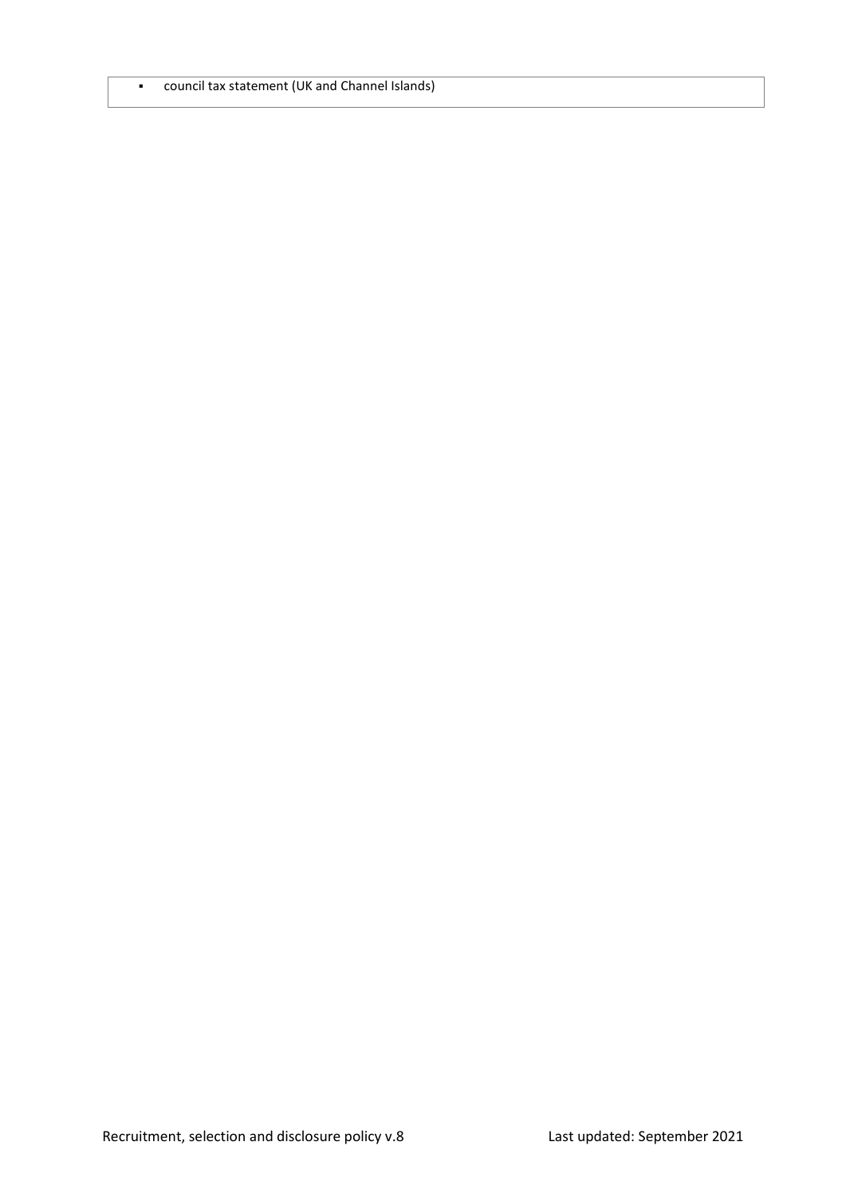- council tax statement (UK and Channel Islands)